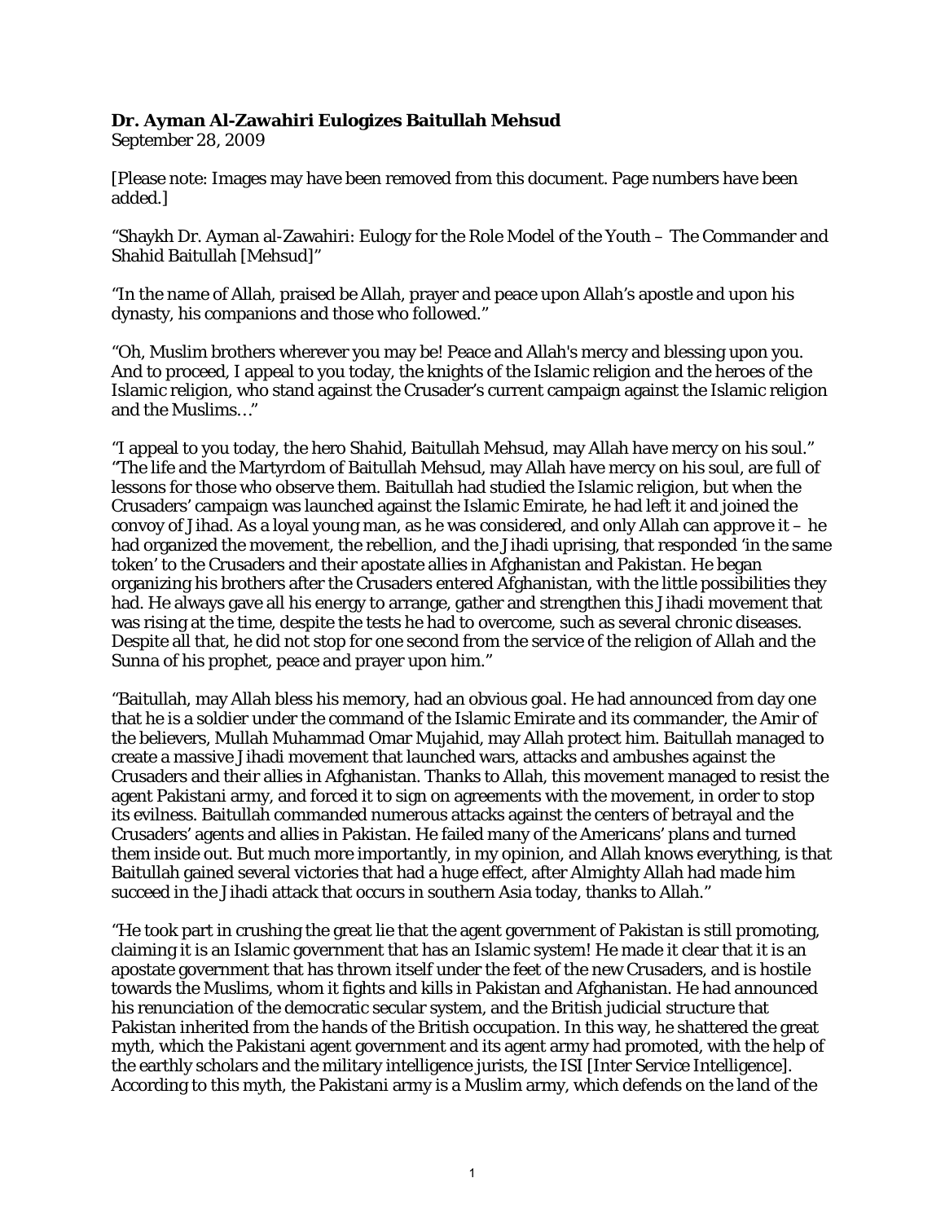**Dr. Ayman Al-Zawahiri Eulogizes Baitullah Mehsud**
September 28, 2009

[Please note: Images may have been removed from this document. Page numbers have been added.]

"Shaykh Dr. Ayman al-Zawahiri: Eulogy for the Role Model of the Youth – The Commander and Shahid Baitullah [Mehsud]"

"In the name of Allah, praised be Allah, prayer and peace upon Allah's apostle and upon his dynasty, his companions and those who followed."

"Oh, Muslim brothers wherever you may be! Peace and Allah's mercy and blessing upon you. And to proceed, I appeal to you today, the knights of the Islamic religion and the heroes of the Islamic religion, who stand against the Crusader's current campaign against the Islamic religion and the Muslims…"

"I appeal to you today, the hero Shahid, Baitullah Mehsud, may Allah have mercy on his soul." "The life and the Martyrdom of Baitullah Mehsud, may Allah have mercy on his soul, are full of lessons for those who observe them. Baitullah had studied the Islamic religion, but when the Crusaders' campaign was launched against the Islamic Emirate, he had left it and joined the convoy of Jihad. As a loyal young man, as he was considered, and only Allah can approve it – he had organized the movement, the rebellion, and the Jihadi uprising, that responded 'in the same token' to the Crusaders and their apostate allies in Afghanistan and Pakistan. He began organizing his brothers after the Crusaders entered Afghanistan, with the little possibilities they had. He always gave all his energy to arrange, gather and strengthen this Jihadi movement that was rising at the time, despite the tests he had to overcome, such as several chronic diseases. Despite all that, he did not stop for one second from the service of the religion of Allah and the Sunna of his prophet, peace and prayer upon him."

"Baitullah, may Allah bless his memory, had an obvious goal. He had announced from day one that he is a soldier under the command of the Islamic Emirate and its commander, the Amir of the believers, Mullah Muhammad Omar Mujahid, may Allah protect him. Baitullah managed to create a massive Jihadi movement that launched wars, attacks and ambushes against the Crusaders and their allies in Afghanistan. Thanks to Allah, this movement managed to resist the agent Pakistani army, and forced it to sign on agreements with the movement, in order to stop its evilness. Baitullah commanded numerous attacks against the centers of betrayal and the Crusaders' agents and allies in Pakistan. He failed many of the Americans' plans and turned them inside out. But much more importantly, in my opinion, and Allah knows everything, is that Baitullah gained several victories that had a huge effect, after Almighty Allah had made him succeed in the Jihadi attack that occurs in southern Asia today, thanks to Allah."

"He took part in crushing the great lie that the agent government of Pakistan is still promoting, claiming it is an Islamic government that has an Islamic system! He made it clear that it is an apostate government that has thrown itself under the feet of the new Crusaders, and is hostile towards the Muslims, whom it fights and kills in Pakistan and Afghanistan. He had announced his renunciation of the democratic secular system, and the British judicial structure that Pakistan inherited from the hands of the British occupation. In this way, he shattered the great myth, which the Pakistani agent government and its agent army had promoted, with the help of the earthly scholars and the military intelligence jurists, the ISI [Inter Service Intelligence]. According to this myth, the Pakistani army is a Muslim army, which defends on the land of the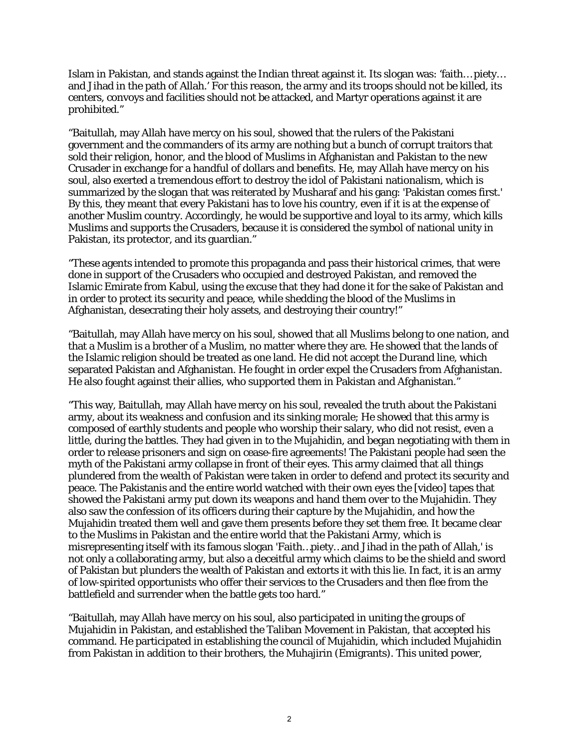Islam in Pakistan, and stands against the Indian threat against it. Its slogan was: 'faith…piety… and Jihad in the path of Allah.' For this reason, the army and its troops should not be killed, its centers, convoys and facilities should not be attacked, and Martyr operations against it are prohibited."

"Baitullah, may Allah have mercy on his soul, showed that the rulers of the Pakistani government and the commanders of its army are nothing but a bunch of corrupt traitors that sold their religion, honor, and the blood of Muslims in Afghanistan and Pakistan to the new Crusader in exchange for a handful of dollars and benefits. He, may Allah have mercy on his soul, also exerted a tremendous effort to destroy the idol of Pakistani nationalism, which is summarized by the slogan that was reiterated by Musharaf and his gang: 'Pakistan comes first.' By this, they meant that every Pakistani has to love his country, even if it is at the expense of another Muslim country. Accordingly, he would be supportive and loyal to its army, which kills Muslims and supports the Crusaders, because it is considered the symbol of national unity in Pakistan, its protector, and its guardian."

"These agents intended to promote this propaganda and pass their historical crimes, that were done in support of the Crusaders who occupied and destroyed Pakistan, and removed the Islamic Emirate from Kabul, using the excuse that they had done it for the sake of Pakistan and in order to protect its security and peace, while shedding the blood of the Muslims in Afghanistan, desecrating their holy assets, and destroying their country!"

"Baitullah, may Allah have mercy on his soul, showed that all Muslims belong to one nation, and that a Muslim is a brother of a Muslim, no matter where they are. He showed that the lands of the Islamic religion should be treated as one land. He did not accept the Durand line, which separated Pakistan and Afghanistan. He fought in order expel the Crusaders from Afghanistan. He also fought against their allies, who supported them in Pakistan and Afghanistan."

"This way, Baitullah, may Allah have mercy on his soul, revealed the truth about the Pakistani army, about its weakness and confusion and its sinking morale; He showed that this army is composed of earthly students and people who worship their salary, who did not resist, even a little, during the battles. They had given in to the Mujahidin, and began negotiating with them in order to release prisoners and sign on cease-fire agreements! The Pakistani people had seen the myth of the Pakistani army collapse in front of their eyes. This army claimed that all things plundered from the wealth of Pakistan were taken in order to defend and protect its security and peace. The Pakistanis and the entire world watched with their own eyes the [video] tapes that showed the Pakistani army put down its weapons and hand them over to the Mujahidin. They also saw the confession of its officers during their capture by the Mujahidin, and how the Mujahidin treated them well and gave them presents before they set them free. It became clear to the Muslims in Pakistan and the entire world that the Pakistani Army, which is misrepresenting itself with its famous slogan 'Faith…piety…and Jihad in the path of Allah,' is not only a collaborating army, but also a deceitful army which claims to be the shield and sword of Pakistan but plunders the wealth of Pakistan and extorts it with this lie. In fact, it is an army of low-spirited opportunists who offer their services to the Crusaders and then flee from the battlefield and surrender when the battle gets too hard."

"Baitullah, may Allah have mercy on his soul, also participated in uniting the groups of Mujahidin in Pakistan, and established the Taliban Movement in Pakistan, that accepted his command. He participated in establishing the council of Mujahidin, which included Mujahidin from Pakistan in addition to their brothers, the Muhajirin (Emigrants). This united power,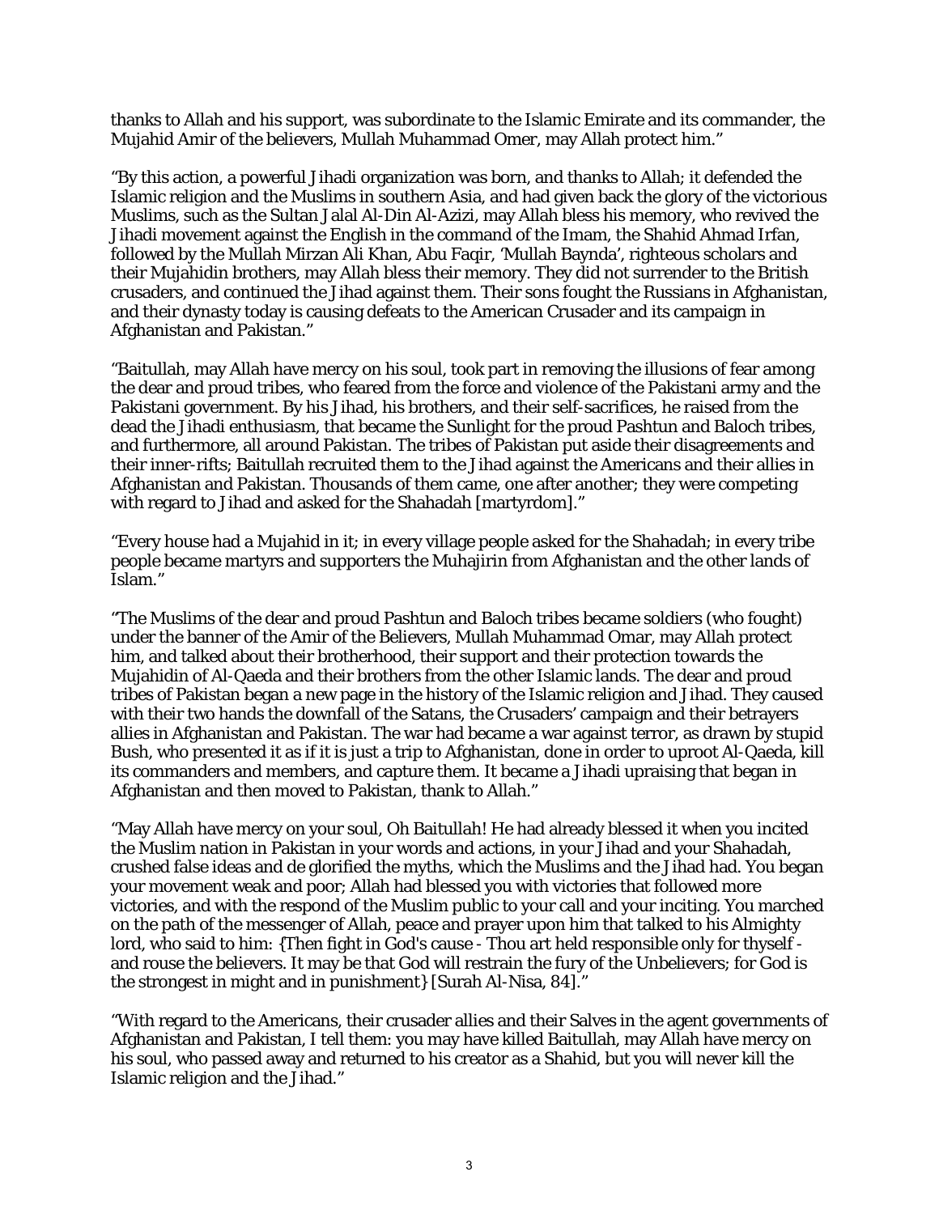thanks to Allah and his support, was subordinate to the Islamic Emirate and its commander, the Mujahid Amir of the believers, Mullah Muhammad Omer, may Allah protect him."

"By this action, a powerful Jihadi organization was born, and thanks to Allah; it defended the Islamic religion and the Muslims in southern Asia, and had given back the glory of the victorious Muslims, such as the Sultan Jalal Al-Din Al-Azizi, may Allah bless his memory, who revived the Jihadi movement against the English in the command of the Imam, the Shahid Ahmad Irfan, followed by the Mullah Mirzan Ali Khan, Abu Faqir, 'Mullah Baynda', righteous scholars and their Mujahidin brothers, may Allah bless their memory. They did not surrender to the British crusaders, and continued the Jihad against them. Their sons fought the Russians in Afghanistan, and their dynasty today is causing defeats to the American Crusader and its campaign in Afghanistan and Pakistan."

"Baitullah, may Allah have mercy on his soul, took part in removing the illusions of fear among the dear and proud tribes, who feared from the force and violence of the Pakistani army and the Pakistani government. By his Jihad, his brothers, and their self-sacrifices, he raised from the dead the Jihadi enthusiasm, that became the Sunlight for the proud Pashtun and Baloch tribes, and furthermore, all around Pakistan. The tribes of Pakistan put aside their disagreements and their inner-rifts; Baitullah recruited them to the Jihad against the Americans and their allies in Afghanistan and Pakistan. Thousands of them came, one after another; they were competing with regard to Jihad and asked for the Shahadah [martyrdom]."

"Every house had a Mujahid in it; in every village people asked for the Shahadah; in every tribe people became martyrs and supporters the Muhajirin from Afghanistan and the other lands of Islam."

"The Muslims of the dear and proud Pashtun and Baloch tribes became soldiers (who fought) under the banner of the Amir of the Believers, Mullah Muhammad Omar, may Allah protect him, and talked about their brotherhood, their support and their protection towards the Mujahidin of Al-Qaeda and their brothers from the other Islamic lands. The dear and proud tribes of Pakistan began a new page in the history of the Islamic religion and Jihad. They caused with their two hands the downfall of the Satans, the Crusaders' campaign and their betrayers allies in Afghanistan and Pakistan. The war had became a war against terror, as drawn by stupid Bush, who presented it as if it is just a trip to Afghanistan, done in order to uproot Al-Qaeda, kill its commanders and members, and capture them. It became a Jihadi upraising that began in Afghanistan and then moved to Pakistan, thank to Allah."

"May Allah have mercy on your soul, Oh Baitullah! He had already blessed it when you incited the Muslim nation in Pakistan in your words and actions, in your Jihad and your Shahadah, crushed false ideas and de glorified the myths, which the Muslims and the Jihad had. You began your movement weak and poor; Allah had blessed you with victories that followed more victories, and with the respond of the Muslim public to your call and your inciting. You marched on the path of the messenger of Allah, peace and prayer upon him that talked to his Almighty lord, who said to him: {Then fight in God's cause - Thou art held responsible only for thyself - and rouse the believers. It may be that God will restrain the fury of the Unbelievers; for God is the strongest in might and in punishment} [Surah Al-Nisa, 84]."

"With regard to the Americans, their crusader allies and their Salves in the agent governments of Afghanistan and Pakistan, I tell them: you may have killed Baitullah, may Allah have mercy on his soul, who passed away and returned to his creator as a Shahid, but you will never kill the Islamic religion and the Jihad."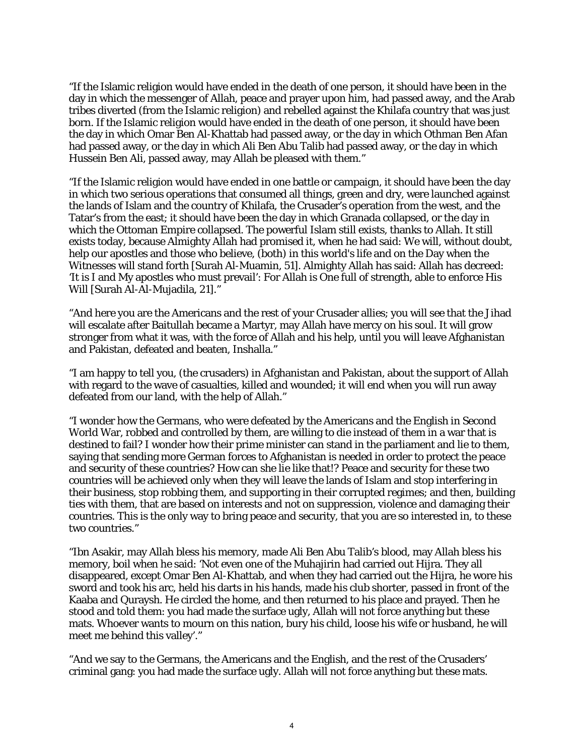"If the Islamic religion would have ended in the death of one person, it should have been in the day in which the messenger of Allah, peace and prayer upon him, had passed away, and the Arab tribes diverted (from the Islamic religion) and rebelled against the Khilafa country that was just born. If the Islamic religion would have ended in the death of one person, it should have been the day in which Omar Ben Al-Khattab had passed away, or the day in which Othman Ben Afan had passed away, or the day in which Ali Ben Abu Talib had passed away, or the day in which Hussein Ben Ali, passed away, may Allah be pleased with them."

"If the Islamic religion would have ended in one battle or campaign, it should have been the day in which two serious operations that consumed all things, green and dry, were launched against the lands of Islam and the country of Khilafa, the Crusader's operation from the west, and the Tatar's from the east; it should have been the day in which Granada collapsed, or the day in which the Ottoman Empire collapsed. The powerful Islam still exists, thanks to Allah. It still exists today, because Almighty Allah had promised it, when he had said: We will, without doubt, help our apostles and those who believe, (both) in this world's life and on the Day when the Witnesses will stand forth [Surah Al-Muamin, 51]. Almighty Allah has said: Allah has decreed: 'It is I and My apostles who must prevail': For Allah is One full of strength, able to enforce His Will [Surah Al-Al-Mujadila, 21]."

"And here you are the Americans and the rest of your Crusader allies; you will see that the Jihad will escalate after Baitullah became a Martyr, may Allah have mercy on his soul. It will grow stronger from what it was, with the force of Allah and his help, until you will leave Afghanistan and Pakistan, defeated and beaten, Inshalla."

"I am happy to tell you, (the crusaders) in Afghanistan and Pakistan, about the support of Allah with regard to the wave of casualties, killed and wounded; it will end when you will run away defeated from our land, with the help of Allah."

"I wonder how the Germans, who were defeated by the Americans and the English in Second World War, robbed and controlled by them, are willing to die instead of them in a war that is destined to fail? I wonder how their prime minister can stand in the parliament and lie to them, saying that sending more German forces to Afghanistan is needed in order to protect the peace and security of these countries? How can she lie like that!? Peace and security for these two countries will be achieved only when they will leave the lands of Islam and stop interfering in their business, stop robbing them, and supporting in their corrupted regimes; and then, building ties with them, that are based on interests and not on suppression, violence and damaging their countries. This is the only way to bring peace and security, that you are so interested in, to these two countries."

"Ibn Asakir, may Allah bless his memory, made Ali Ben Abu Talib's blood, may Allah bless his memory, boil when he said: 'Not even one of the Muhajirin had carried out Hijra. They all disappeared, except Omar Ben Al-Khattab, and when they had carried out the Hijra, he wore his sword and took his arc, held his darts in his hands, made his club shorter, passed in front of the Kaaba and Quraysh. He circled the home, and then returned to his place and prayed. Then he stood and told them: you had made the surface ugly, Allah will not force anything but these mats. Whoever wants to mourn on this nation, bury his child, loose his wife or husband, he will meet me behind this valley'."

"And we say to the Germans, the Americans and the English, and the rest of the Crusaders' criminal gang: you had made the surface ugly. Allah will not force anything but these mats.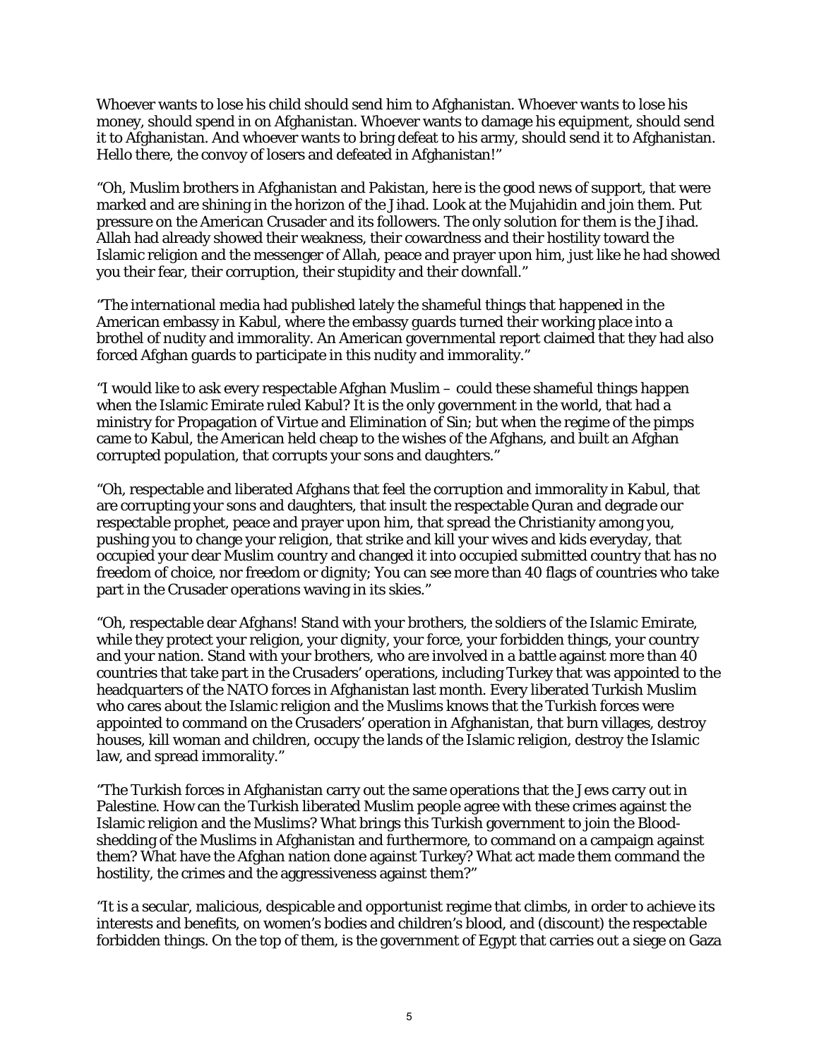Whoever wants to lose his child should send him to Afghanistan. Whoever wants to lose his money, should spend in on Afghanistan. Whoever wants to damage his equipment, should send it to Afghanistan. And whoever wants to bring defeat to his army, should send it to Afghanistan. Hello there, the convoy of losers and defeated in Afghanistan!"

"Oh, Muslim brothers in Afghanistan and Pakistan, here is the good news of support, that were marked and are shining in the horizon of the Jihad. Look at the Mujahidin and join them. Put pressure on the American Crusader and its followers. The only solution for them is the Jihad. Allah had already showed their weakness, their cowardness and their hostility toward the Islamic religion and the messenger of Allah, peace and prayer upon him, just like he had showed you their fear, their corruption, their stupidity and their downfall."

"The international media had published lately the shameful things that happened in the American embassy in Kabul, where the embassy guards turned their working place into a brothel of nudity and immorality. An American governmental report claimed that they had also forced Afghan guards to participate in this nudity and immorality."

"I would like to ask every respectable Afghan Muslim – could these shameful things happen when the Islamic Emirate ruled Kabul? It is the only government in the world, that had a ministry for Propagation of Virtue and Elimination of Sin; but when the regime of the pimps came to Kabul, the American held cheap to the wishes of the Afghans, and built an Afghan corrupted population, that corrupts your sons and daughters."

"Oh, respectable and liberated Afghans that feel the corruption and immorality in Kabul, that are corrupting your sons and daughters, that insult the respectable Quran and degrade our respectable prophet, peace and prayer upon him, that spread the Christianity among you, pushing you to change your religion, that strike and kill your wives and kids everyday, that occupied your dear Muslim country and changed it into occupied submitted country that has no freedom of choice, nor freedom or dignity; You can see more than 40 flags of countries who take part in the Crusader operations waving in its skies."

"Oh, respectable dear Afghans! Stand with your brothers, the soldiers of the Islamic Emirate, while they protect your religion, your dignity, your force, your forbidden things, your country and your nation. Stand with your brothers, who are involved in a battle against more than 40 countries that take part in the Crusaders' operations, including Turkey that was appointed to the headquarters of the NATO forces in Afghanistan last month. Every liberated Turkish Muslim who cares about the Islamic religion and the Muslims knows that the Turkish forces were appointed to command on the Crusaders' operation in Afghanistan, that burn villages, destroy houses, kill woman and children, occupy the lands of the Islamic religion, destroy the Islamic law, and spread immorality."

"The Turkish forces in Afghanistan carry out the same operations that the Jews carry out in Palestine. How can the Turkish liberated Muslim people agree with these crimes against the Islamic religion and the Muslims? What brings this Turkish government to join the Blood-shedding of the Muslims in Afghanistan and furthermore, to command on a campaign against them? What have the Afghan nation done against Turkey? What act made them command the hostility, the crimes and the aggressiveness against them?"

"It is a secular, malicious, despicable and opportunist regime that climbs, in order to achieve its interests and benefits, on women's bodies and children's blood, and (discount) the respectable forbidden things. On the top of them, is the government of Egypt that carries out a siege on Gaza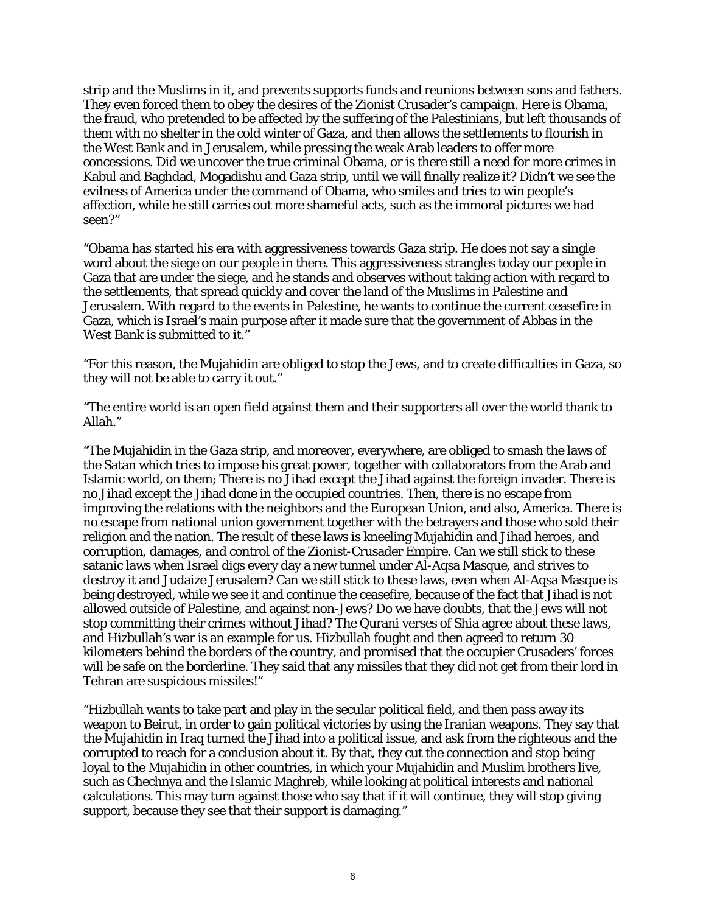strip and the Muslims in it, and prevents supports funds and reunions between sons and fathers. They even forced them to obey the desires of the Zionist Crusader's campaign. Here is Obama, the fraud, who pretended to be affected by the suffering of the Palestinians, but left thousands of them with no shelter in the cold winter of Gaza, and then allows the settlements to flourish in the West Bank and in Jerusalem, while pressing the weak Arab leaders to offer more concessions. Did we uncover the true criminal Obama, or is there still a need for more crimes in Kabul and Baghdad, Mogadishu and Gaza strip, until we will finally realize it? Didn't we see the evilness of America under the command of Obama, who smiles and tries to win people's affection, while he still carries out more shameful acts, such as the immoral pictures we had seen?"

"Obama has started his era with aggressiveness towards Gaza strip. He does not say a single word about the siege on our people in there. This aggressiveness strangles today our people in Gaza that are under the siege, and he stands and observes without taking action with regard to the settlements, that spread quickly and cover the land of the Muslims in Palestine and Jerusalem. With regard to the events in Palestine, he wants to continue the current ceasefire in Gaza, which is Israel's main purpose after it made sure that the government of Abbas in the West Bank is submitted to it."

"For this reason, the Mujahidin are obliged to stop the Jews, and to create difficulties in Gaza, so they will not be able to carry it out."

"The entire world is an open field against them and their supporters all over the world thank to Allah."

"The Mujahidin in the Gaza strip, and moreover, everywhere, are obliged to smash the laws of the Satan which tries to impose his great power, together with collaborators from the Arab and Islamic world, on them; There is no Jihad except the Jihad against the foreign invader. There is no Jihad except the Jihad done in the occupied countries. Then, there is no escape from improving the relations with the neighbors and the European Union, and also, America. There is no escape from national union government together with the betrayers and those who sold their religion and the nation. The result of these laws is kneeling Mujahidin and Jihad heroes, and corruption, damages, and control of the Zionist-Crusader Empire. Can we still stick to these satanic laws when Israel digs every day a new tunnel under Al-Aqsa Masque, and strives to destroy it and Judaize Jerusalem? Can we still stick to these laws, even when Al-Aqsa Masque is being destroyed, while we see it and continue the ceasefire, because of the fact that Jihad is not allowed outside of Palestine, and against non-Jews? Do we have doubts, that the Jews will not stop committing their crimes without Jihad? The Qurani verses of Shia agree about these laws, and Hizbullah's war is an example for us. Hizbullah fought and then agreed to return 30 kilometers behind the borders of the country, and promised that the occupier Crusaders' forces will be safe on the borderline. They said that any missiles that they did not get from their lord in Tehran are suspicious missiles!"

"Hizbullah wants to take part and play in the secular political field, and then pass away its weapon to Beirut, in order to gain political victories by using the Iranian weapons. They say that the Mujahidin in Iraq turned the Jihad into a political issue, and ask from the righteous and the corrupted to reach for a conclusion about it. By that, they cut the connection and stop being loyal to the Mujahidin in other countries, in which your Mujahidin and Muslim brothers live, such as Chechnya and the Islamic Maghreb, while looking at political interests and national calculations. This may turn against those who say that if it will continue, they will stop giving support, because they see that their support is damaging."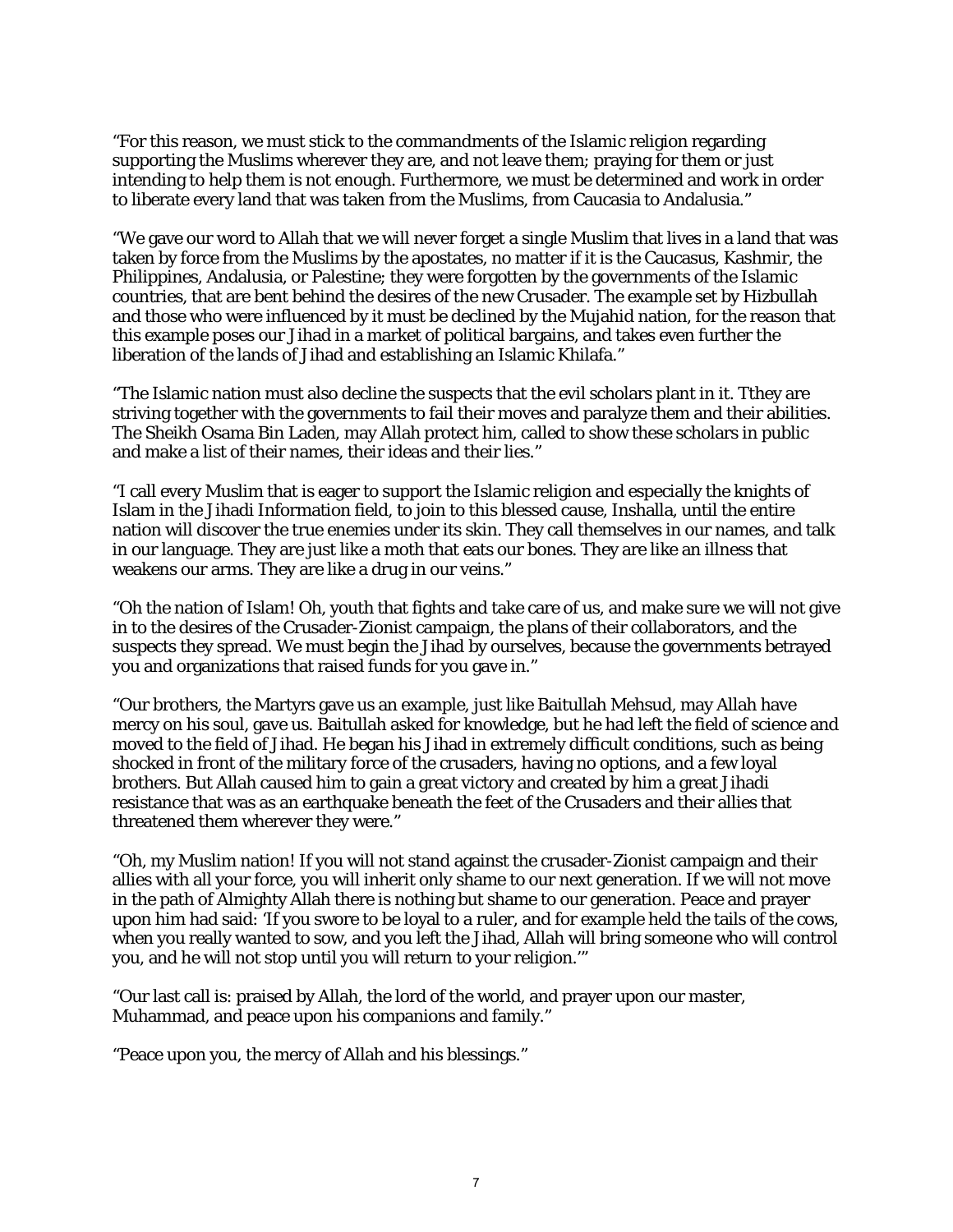"For this reason, we must stick to the commandments of the Islamic religion regarding supporting the Muslims wherever they are, and not leave them; praying for them or just intending to help them is not enough. Furthermore, we must be determined and work in order to liberate every land that was taken from the Muslims, from Caucasia to Andalusia."

"We gave our word to Allah that we will never forget a single Muslim that lives in a land that was taken by force from the Muslims by the apostates, no matter if it is the Caucasus, Kashmir, the Philippines, Andalusia, or Palestine; they were forgotten by the governments of the Islamic countries, that are bent behind the desires of the new Crusader. The example set by Hizbullah and those who were influenced by it must be declined by the Mujahid nation, for the reason that this example poses our Jihad in a market of political bargains, and takes even further the liberation of the lands of Jihad and establishing an Islamic Khilafa."

"The Islamic nation must also decline the suspects that the evil scholars plant in it. Tthey are striving together with the governments to fail their moves and paralyze them and their abilities. The Sheikh Osama Bin Laden, may Allah protect him, called to show these scholars in public and make a list of their names, their ideas and their lies."

"I call every Muslim that is eager to support the Islamic religion and especially the knights of Islam in the Jihadi Information field, to join to this blessed cause, Inshalla, until the entire nation will discover the true enemies under its skin. They call themselves in our names, and talk in our language. They are just like a moth that eats our bones. They are like an illness that weakens our arms. They are like a drug in our veins."

"Oh the nation of Islam! Oh, youth that fights and take care of us, and make sure we will not give in to the desires of the Crusader-Zionist campaign, the plans of their collaborators, and the suspects they spread. We must begin the Jihad by ourselves, because the governments betrayed you and organizations that raised funds for you gave in."

"Our brothers, the Martyrs gave us an example, just like Baitullah Mehsud, may Allah have mercy on his soul, gave us. Baitullah asked for knowledge, but he had left the field of science and moved to the field of Jihad. He began his Jihad in extremely difficult conditions, such as being shocked in front of the military force of the crusaders, having no options, and a few loyal brothers. But Allah caused him to gain a great victory and created by him a great Jihadi resistance that was as an earthquake beneath the feet of the Crusaders and their allies that threatened them wherever they were."

"Oh, my Muslim nation! If you will not stand against the crusader-Zionist campaign and their allies with all your force, you will inherit only shame to our next generation. If we will not move in the path of Almighty Allah there is nothing but shame to our generation. Peace and prayer upon him had said: 'If you swore to be loyal to a ruler, and for example held the tails of the cows, when you really wanted to sow, and you left the Jihad, Allah will bring someone who will control you, and he will not stop until you will return to your religion.'"

"Our last call is: praised by Allah, the lord of the world, and prayer upon our master, Muhammad, and peace upon his companions and family."

"Peace upon you, the mercy of Allah and his blessings."